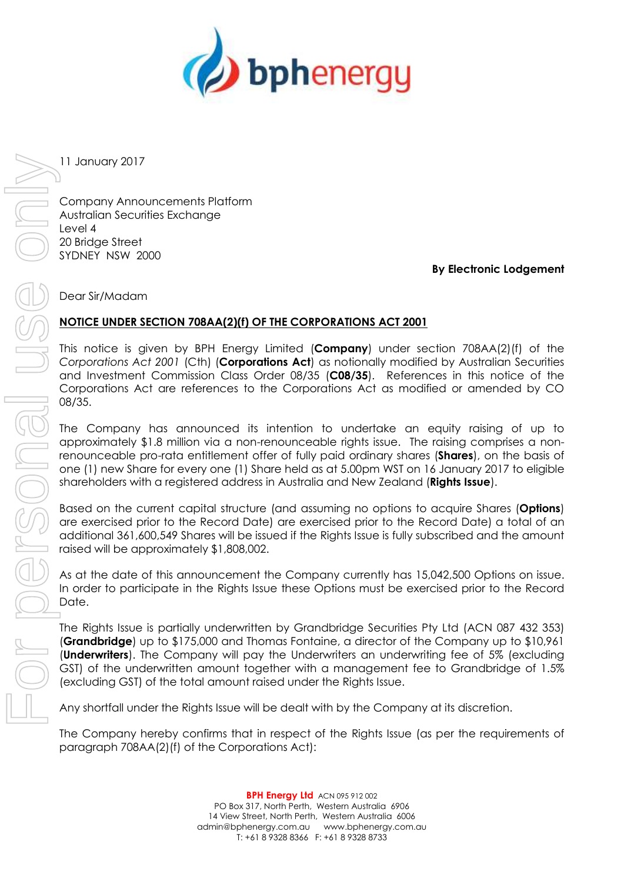11 January 2017

Company Announcements Platform
Australian Securities Exchange
Level 4
20 Bridge Street
SYDNEY NSW 2000

**By Electronic Lodgement**

Dear Sir/Madam

**NOTICE UNDER SECTION 708AA(2)(f) OF THE CORPORATIONS ACT 2001**

This notice is given by BPH Energy Limited (**Company**) under section 708AA(2)(f) of the *Corporations Act 2001* (Cth) (**Corporations Act**) as notionally modified by Australian Securities and Investment Commission Class Order 08/35 (**C08/35**). References in this notice of the Corporations Act are references to the Corporations Act as modified or amended by CO 08/35.

The Company has announced its intention to undertake an equity raising of up to approximately $1.8 million via a non-renounceable rights issue. The raising comprises a non-renounceable pro-rata entitlement offer of fully paid ordinary shares (**Shares**), on the basis of one (1) new Share for every one (1) Share held as at 5.00pm WST on 16 January 2017 to eligible shareholders with a registered address in Australia and New Zealand (**Rights Issue**).

Based on the current capital structure (and assuming no options to acquire Shares (**Options**) are exercised prior to the Record Date) are exercised prior to the Record Date) a total of an additional 361,600,549 Shares will be issued if the Rights Issue is fully subscribed and the amount raised will be approximately $1,808,002.

As at the date of this announcement the Company currently has 15,042,500 Options on issue. In order to participate in the Rights Issue these Options must be exercised prior to the Record Date.

The Rights Issue is partially underwritten by Grandbridge Securities Pty Ltd (ACN 087 432 353) (**Grandbridge**) up to $175,000 and Thomas Fontaine, a director of the Company up to $10,961 (**Underwriters**). The Company will pay the Underwriters an underwriting fee of 5% (excluding GST) of the underwritten amount together with a management fee to Grandbridge of 1.5% (excluding GST) of the total amount raised under the Rights Issue.

Any shortfall under the Rights Issue will be dealt with by the Company at its discretion.

The Company hereby confirms that in respect of the Rights Issue (as per the requirements of paragraph 708AA(2)(f) of the Corporations Act):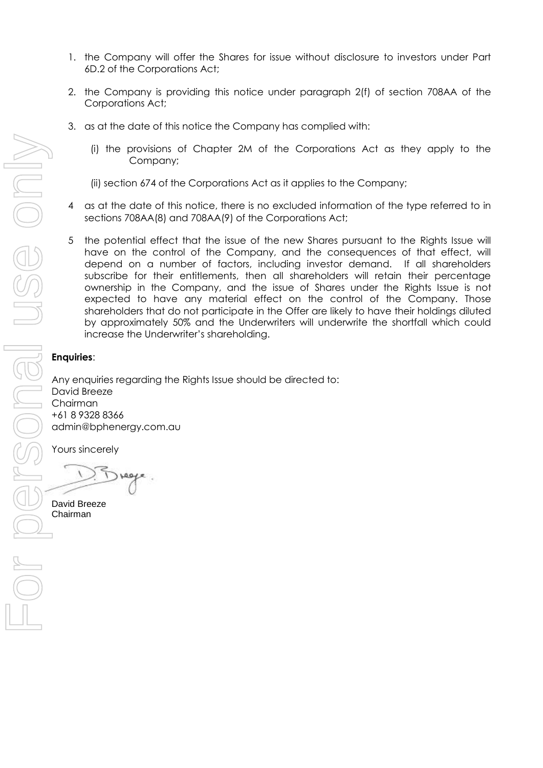1. the Company will offer the Shares for issue without disclosure to investors under Part 6D.2 of the Corporations Act;

2. the Company is providing this notice under paragraph 2(f) of section 708AA of the Corporations Act;

3. as at the date of this notice the Company has complied with:

   (i) the provisions of Chapter 2M of the Corporations Act as they apply to the Company;

   (ii) section 674 of the Corporations Act as it applies to the Company;

4. as at the date of this notice, there is no excluded information of the type referred to in sections 708AA(8) and 708AA(9) of the Corporations Act;

5. the potential effect that the issue of the new Shares pursuant to the Rights Issue will have on the control of the Company, and the consequences of that effect, will depend on a number of factors, including investor demand. If all shareholders subscribe for their entitlements, then all shareholders will retain their percentage ownership in the Company, and the issue of Shares under the Rights Issue is not expected to have any material effect on the control of the Company. Those shareholders that do not participate in the Offer are likely to have their holdings diluted by approximately 50% and the Underwriters will underwrite the shortfall which could increase the Underwriter's shareholding.

**Enquiries**:

Any enquiries regarding the Rights Issue should be directed to:
David Breeze
Chairman
+61 8 9328 8366
admin@bphenergy.com.au

Yours sincerely

David Breeze
Chairman